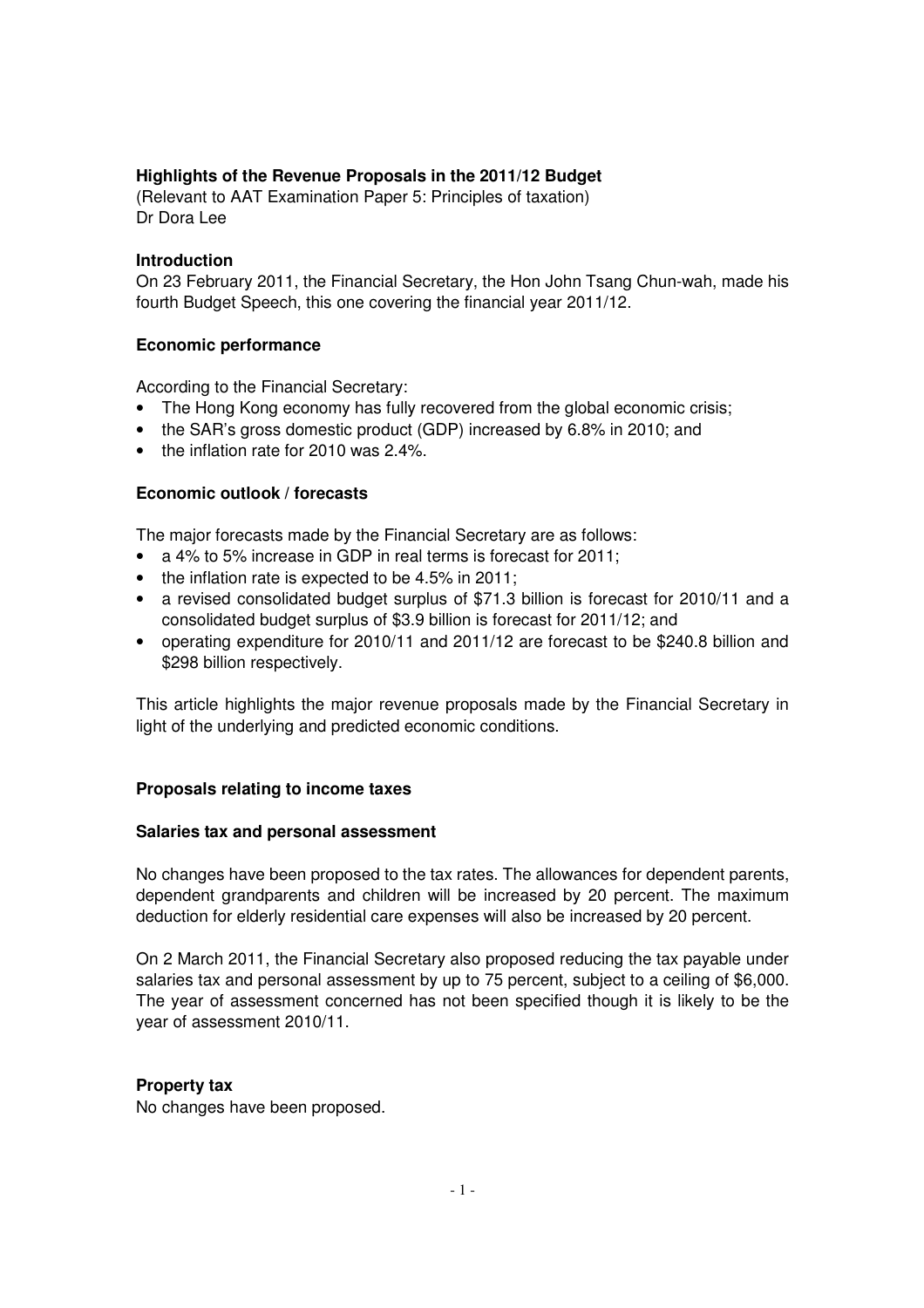# Highlights of the Revenue Proposals in the 2011/12 Budget

(Relevant to AAT Examination Paper 5: Principles of taxation)
Dr Dora Lee

## Introduction

On 23 February 2011, the Financial Secretary, the Hon John Tsang Chun-wah, made his fourth Budget Speech, this one covering the financial year 2011/12.

## Economic performance

According to the Financial Secretary:

- The Hong Kong economy has fully recovered from the global economic crisis;
- the SAR's gross domestic product (GDP) increased by 6.8% in 2010; and
- the inflation rate for 2010 was 2.4%.

## Economic outlook / forecasts

The major forecasts made by the Financial Secretary are as follows:

- a 4% to 5% increase in GDP in real terms is forecast for 2011;
- the inflation rate is expected to be 4.5% in 2011;
- a revised consolidated budget surplus of $71.3 billion is forecast for 2010/11 and a consolidated budget surplus of $3.9 billion is forecast for 2011/12; and
- operating expenditure for 2010/11 and 2011/12 are forecast to be $240.8 billion and $298 billion respectively.

This article highlights the major revenue proposals made by the Financial Secretary in light of the underlying and predicted economic conditions.

## Proposals relating to income taxes

### Salaries tax and personal assessment

No changes have been proposed to the tax rates. The allowances for dependent parents, dependent grandparents and children will be increased by 20 percent. The maximum deduction for elderly residential care expenses will also be increased by 20 percent.

On 2 March 2011, the Financial Secretary also proposed reducing the tax payable under salaries tax and personal assessment by up to 75 percent, subject to a ceiling of $6,000. The year of assessment concerned has not been specified though it is likely to be the year of assessment 2010/11.

### Property tax

No changes have been proposed.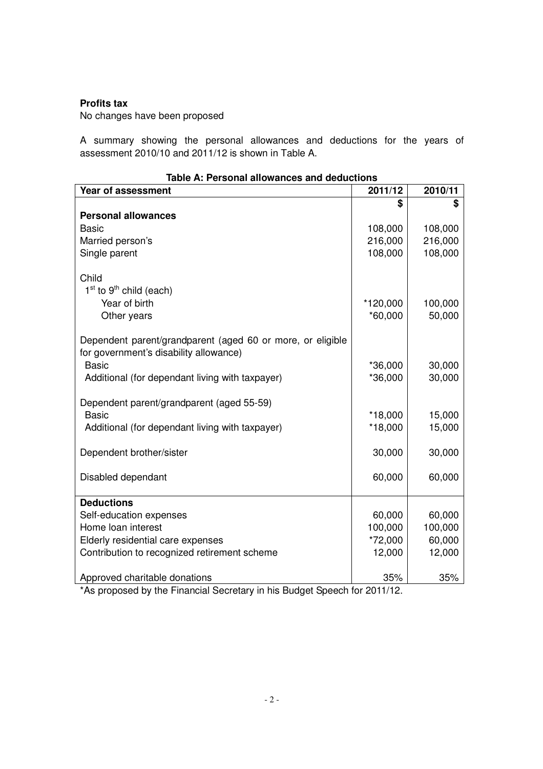**Profits tax**

No changes have been proposed

A summary showing the personal allowances and deductions for the years of assessment 2010/10 and 2011/12 is shown in Table A.

**Table A: Personal allowances and deductions**

| Year of assessment | 2011/12 | 2010/11 |
|---|---|---|
| | $ | $ |
| **Personal allowances** | | |
| Basic | 108,000 | 108,000 |
| Married person's | 216,000 | 216,000 |
| Single parent | 108,000 | 108,000 |
| Child | | |
| 1st to 9th child (each) | | |
| Year of birth | *120,000 | 100,000 |
| Other years | *60,000 | 50,000 |
| Dependent parent/grandparent (aged 60 or more, or eligible for government's disability allowance) | | |
| Basic | *36,000 | 30,000 |
| Additional (for dependant living with taxpayer) | *36,000 | 30,000 |
| Dependent parent/grandparent (aged 55-59) | | |
| Basic | *18,000 | 15,000 |
| Additional (for dependant living with taxpayer) | *18,000 | 15,000 |
| Dependent brother/sister | 30,000 | 30,000 |
| Disabled dependant | 60,000 | 60,000 |
| **Deductions** | | |
| Self-education expenses | 60,000 | 60,000 |
| Home loan interest | 100,000 | 100,000 |
| Elderly residential care expenses | *72,000 | 60,000 |
| Contribution to recognized retirement scheme | 12,000 | 12,000 |
| Approved charitable donations | 35% | 35% |

*As proposed by the Financial Secretary in his Budget Speech for 2011/12.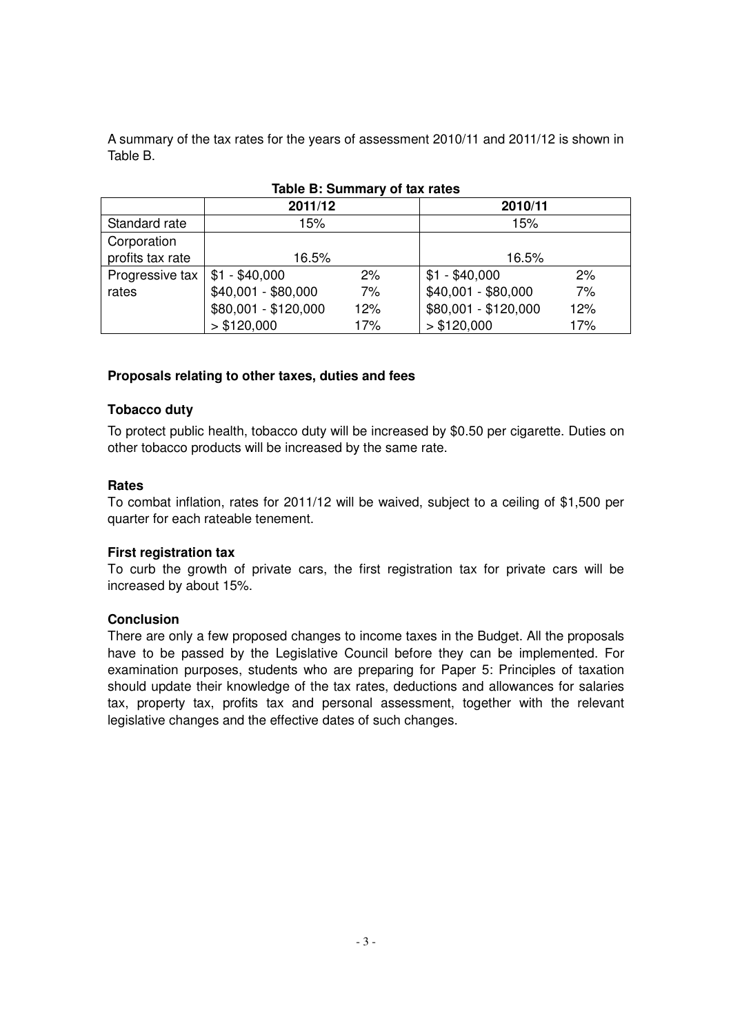A summary of the tax rates for the years of assessment 2010/11 and 2011/12 is shown in Table B.

**Table B: Summary of tax rates**

| | 2011/12 | | 2010/11 | |
|---|---|---|---|---|
| Standard rate | 15% | | 15% | |
| Corporation profits tax rate | 16.5% | | 16.5% | |
| Progressive tax rates | $1 - $40,000 | 2% | $1 - $40,000 | 2% |
| | $40,001 - $80,000 | 7% | $40,001 - $80,000 | 7% |
| | $80,001 - $120,000 | 12% | $80,001 - $120,000 | 12% |
| | > $120,000 | 17% | > $120,000 | 17% |

**Proposals relating to other taxes, duties and fees**

**Tobacco duty**

To protect public health, tobacco duty will be increased by $0.50 per cigarette. Duties on other tobacco products will be increased by the same rate.

**Rates**

To combat inflation, rates for 2011/12 will be waived, subject to a ceiling of $1,500 per quarter for each rateable tenement.

**First registration tax**

To curb the growth of private cars, the first registration tax for private cars will be increased by about 15%.

**Conclusion**

There are only a few proposed changes to income taxes in the Budget. All the proposals have to be passed by the Legislative Council before they can be implemented. For examination purposes, students who are preparing for Paper 5: Principles of taxation should update their knowledge of the tax rates, deductions and allowances for salaries tax, property tax, profits tax and personal assessment, together with the relevant legislative changes and the effective dates of such changes.